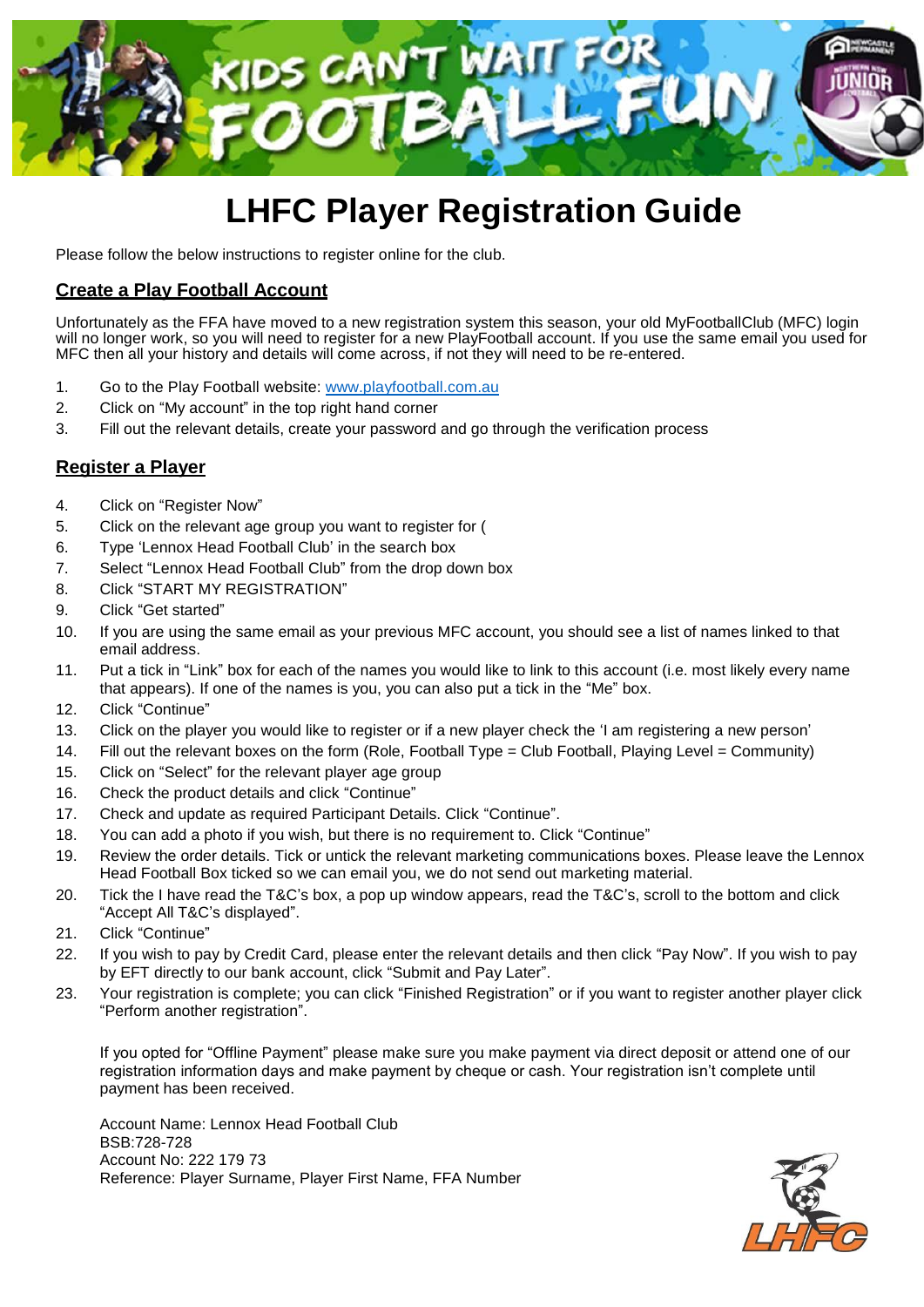# LHFC Player Registration Guide

Please follow the below instructions to register online for the club.

## Create a Play Football Account

Unfortunately as the FFA have moved to a new registration system this season, your old MyFootballClub (MFC) login will no longer work, so you will need to register for a new PlayFootball account. If you use the same email you used for MFC then all your history and details will come across, if not they will need to be re-entered.

1. Go to the Play Football website: [www.playfootball.com.au](http://www.playfootball.com.au)
2. Click on "My account" in the top right hand corner
3. Fill out the relevant details, create your password and go through the verification process

## Register a Player

4. Click on "Register Now"
5. Click on the relevant age group you want to register for (
6. Type 'Lennox Head Football Club' in the search box
7. Select "Lennox Head Football Club" from the drop down box
8. Click "START MY REGISTRATION"
9. Click "Get started"
10. If you are using the same email as your previous MFC account, you should see a list of names linked to that email address.
11. Put a tick in "Link" box for each of the names you would like to link to this account (i.e. most likely every name that appears). If one of the names is you, you can also put a tick in the "Me" box.
12. Click "Continue"
13. Click on the player you would like to register or if a new player check the 'I am registering a new person'
14. Fill out the relevant boxes on the form (Role, Football Type = Club Football, Playing Level = Community)
15. Click on "Select" for the relevant player age group
16. Check the product details and click "Continue"
17. Check and update as required Participant Details. Click "Continue".
18. You can add a photo if you wish, but there is no requirement to. Click "Continue"
19. Review the order details. Tick or untick the relevant marketing communications boxes. Please leave the Lennox Head Football Box ticked so we can email you, we do not send out marketing material.
20. Tick the I have read the T&C's box, a pop up window appears, read the T&C's, scroll to the bottom and click "Accept All T&C's displayed".
21. Click "Continue"
22. If you wish to pay by Credit Card, please enter the relevant details and then click "Pay Now". If you wish to pay by EFT directly to our bank account, click "Submit and Pay Later".
23. Your registration is complete; you can click "Finished Registration" or if you want to register another player click "Perform another registration".

If you opted for "Offline Payment" please make sure you make payment via direct deposit or attend one of our registration information days and make payment by cheque or cash. Your registration isn't complete until payment has been received.

Account Name: Lennox Head Football Club
BSB:728-728
Account No: 222 179 73
Reference: Player Surname, Player First Name, FFA Number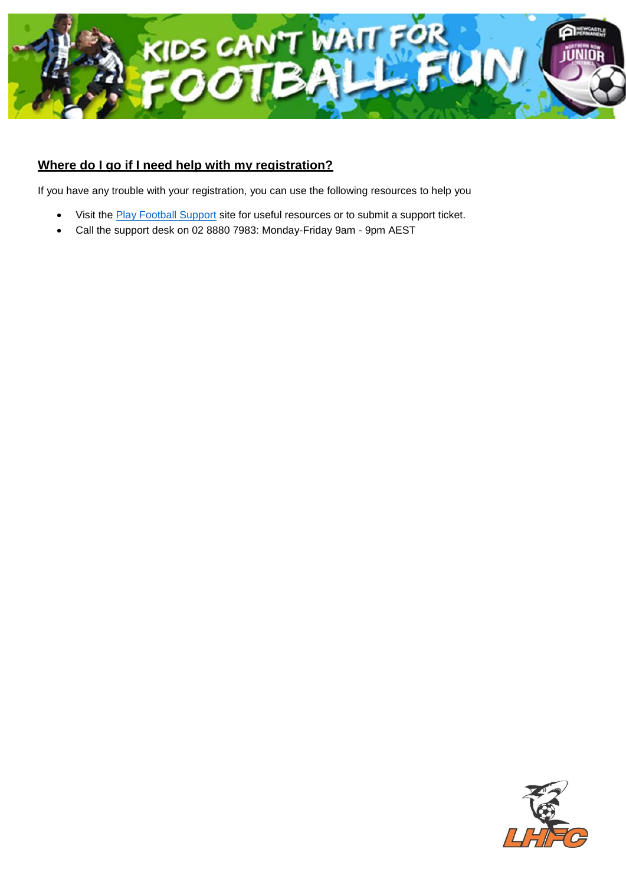## Where do I go if I need help with my registration?

If you have any trouble with your registration, you can use the following resources to help you

- Visit the Play Football Support site for useful resources or to submit a support ticket.
- Call the support desk on 02 8880 7983: Monday-Friday 9am - 9pm AEST